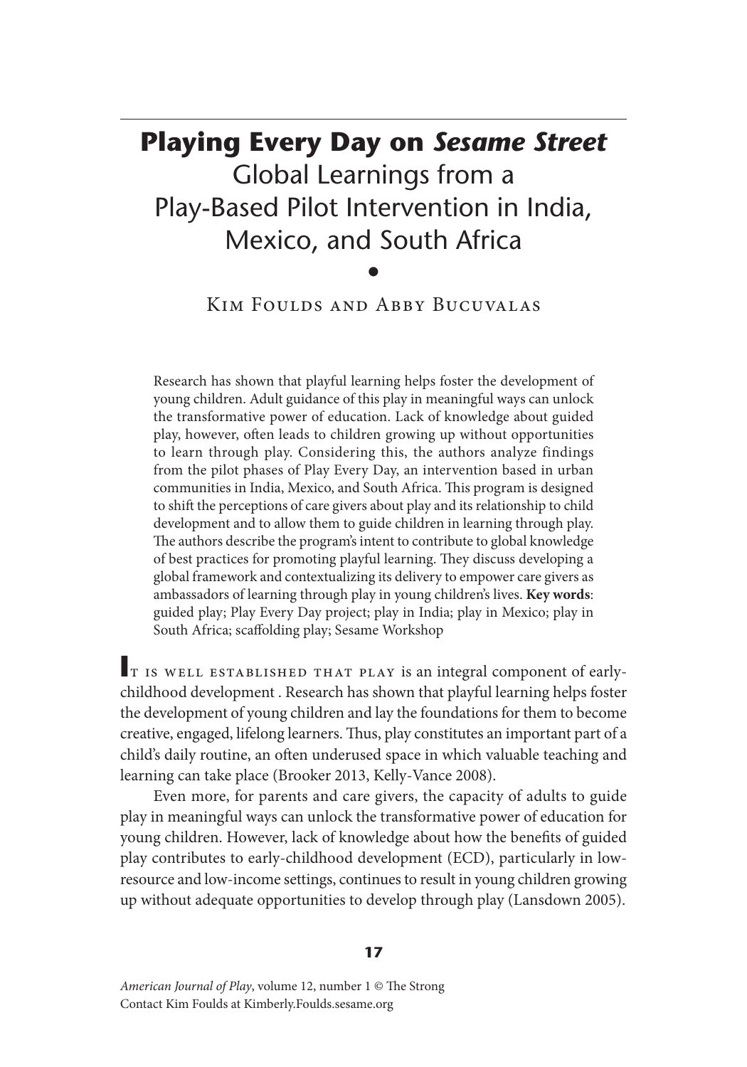# Playing Every Day on *Sesame Street*

## Global Learnings from a Play-Based Pilot Intervention in India, Mexico, and South Africa

•

Kim Foulds and Abby Bucuvalas

Research has shown that playful learning helps foster the development of young children. Adult guidance of this play in meaningful ways can unlock the transformative power of education. Lack of knowledge about guided play, however, often leads to children growing up without opportunities to learn through play. Considering this, the authors analyze findings from the pilot phases of Play Every Day, an intervention based in urban communities in India, Mexico, and South Africa. This program is designed to shift the perceptions of care givers about play and its relationship to child development and to allow them to guide children in learning through play. The authors describe the program's intent to contribute to global knowledge of best practices for promoting playful learning. They discuss developing a global framework and contextualizing its delivery to empower care givers as ambassadors of learning through play in young children's lives. **Key words**: guided play; Play Every Day project; play in India; play in Mexico; play in South Africa; scaffolding play; Sesame Workshop

It is well established that play is an integral component of early-childhood development . Research has shown that playful learning helps foster the development of young children and lay the foundations for them to become creative, engaged, lifelong learners. Thus, play constitutes an important part of a child's daily routine, an often underused space in which valuable teaching and learning can take place (Brooker 2013, Kelly-Vance 2008).

Even more, for parents and care givers, the capacity of adults to guide play in meaningful ways can unlock the transformative power of education for young children. However, lack of knowledge about how the benefits of guided play contributes to early-childhood development (ECD), particularly in low-resource and low-income settings, continues to result in young children growing up without adequate opportunities to develop through play (Lansdown 2005).

*American Journal of Play*, volume 12, number 1 © The Strong
Contact Kim Foulds at Kimberly.Foulds.sesame.org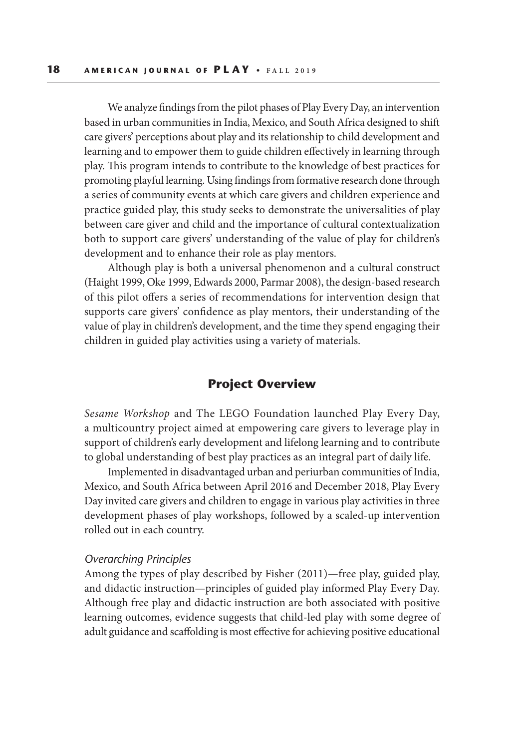We analyze findings from the pilot phases of Play Every Day, an intervention based in urban communities in India, Mexico, and South Africa designed to shift care givers' perceptions about play and its relationship to child development and learning and to empower them to guide children effectively in learning through play. This program intends to contribute to the knowledge of best practices for promoting playful learning. Using findings from formative research done through a series of community events at which care givers and children experience and practice guided play, this study seeks to demonstrate the universalities of play between care giver and child and the importance of cultural contextualization both to support care givers' understanding of the value of play for children's development and to enhance their role as play mentors.

Although play is both a universal phenomenon and a cultural construct (Haight 1999, Oke 1999, Edwards 2000, Parmar 2008), the design-based research of this pilot offers a series of recommendations for intervention design that supports care givers' confidence as play mentors, their understanding of the value of play in children's development, and the time they spend engaging their children in guided play activities using a variety of materials.

## Project Overview

*Sesame Workshop* and The LEGO Foundation launched Play Every Day, a multicountry project aimed at empowering care givers to leverage play in support of children's early development and lifelong learning and to contribute to global understanding of best play practices as an integral part of daily life.

Implemented in disadvantaged urban and periurban communities of India, Mexico, and South Africa between April 2016 and December 2018, Play Every Day invited care givers and children to engage in various play activities in three development phases of play workshops, followed by a scaled-up intervention rolled out in each country.

### *Overarching Principles*

Among the types of play described by Fisher (2011)—free play, guided play, and didactic instruction—principles of guided play informed Play Every Day. Although free play and didactic instruction are both associated with positive learning outcomes, evidence suggests that child-led play with some degree of adult guidance and scaffolding is most effective for achieving positive educational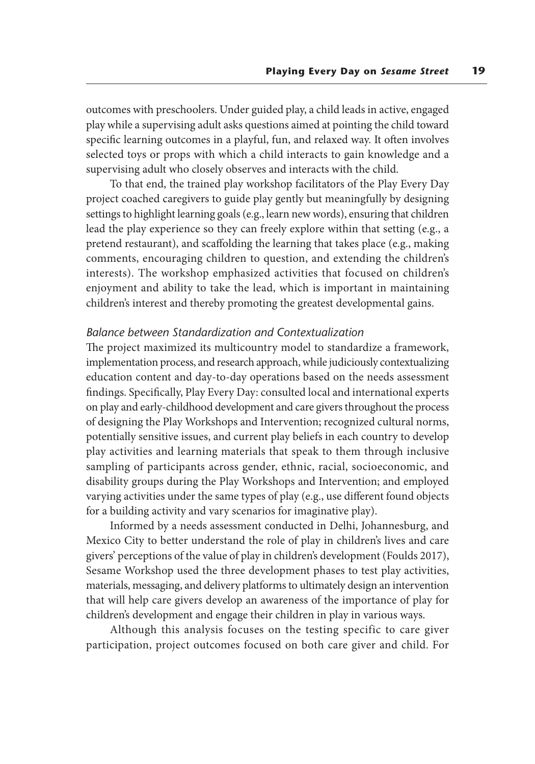outcomes with preschoolers. Under guided play, a child leads in active, engaged play while a supervising adult asks questions aimed at pointing the child toward specific learning outcomes in a playful, fun, and relaxed way. It often involves selected toys or props with which a child interacts to gain knowledge and a supervising adult who closely observes and interacts with the child.

To that end, the trained play workshop facilitators of the Play Every Day project coached caregivers to guide play gently but meaningfully by designing settings to highlight learning goals (e.g., learn new words), ensuring that children lead the play experience so they can freely explore within that setting (e.g., a pretend restaurant), and scaffolding the learning that takes place (e.g., making comments, encouraging children to question, and extending the children's interests). The workshop emphasized activities that focused on children's enjoyment and ability to take the lead, which is important in maintaining children's interest and thereby promoting the greatest developmental gains.

### *Balance between Standardization and Contextualization*

The project maximized its multicountry model to standardize a framework, implementation process, and research approach, while judiciously contextualizing education content and day-to-day operations based on the needs assessment findings. Specifically, Play Every Day: consulted local and international experts on play and early-childhood development and care givers throughout the process of designing the Play Workshops and Intervention; recognized cultural norms, potentially sensitive issues, and current play beliefs in each country to develop play activities and learning materials that speak to them through inclusive sampling of participants across gender, ethnic, racial, socioeconomic, and disability groups during the Play Workshops and Intervention; and employed varying activities under the same types of play (e.g., use different found objects for a building activity and vary scenarios for imaginative play).

Informed by a needs assessment conducted in Delhi, Johannesburg, and Mexico City to better understand the role of play in children's lives and care givers' perceptions of the value of play in children's development (Foulds 2017), Sesame Workshop used the three development phases to test play activities, materials, messaging, and delivery platforms to ultimately design an intervention that will help care givers develop an awareness of the importance of play for children's development and engage their children in play in various ways.

Although this analysis focuses on the testing specific to care giver participation, project outcomes focused on both care giver and child. For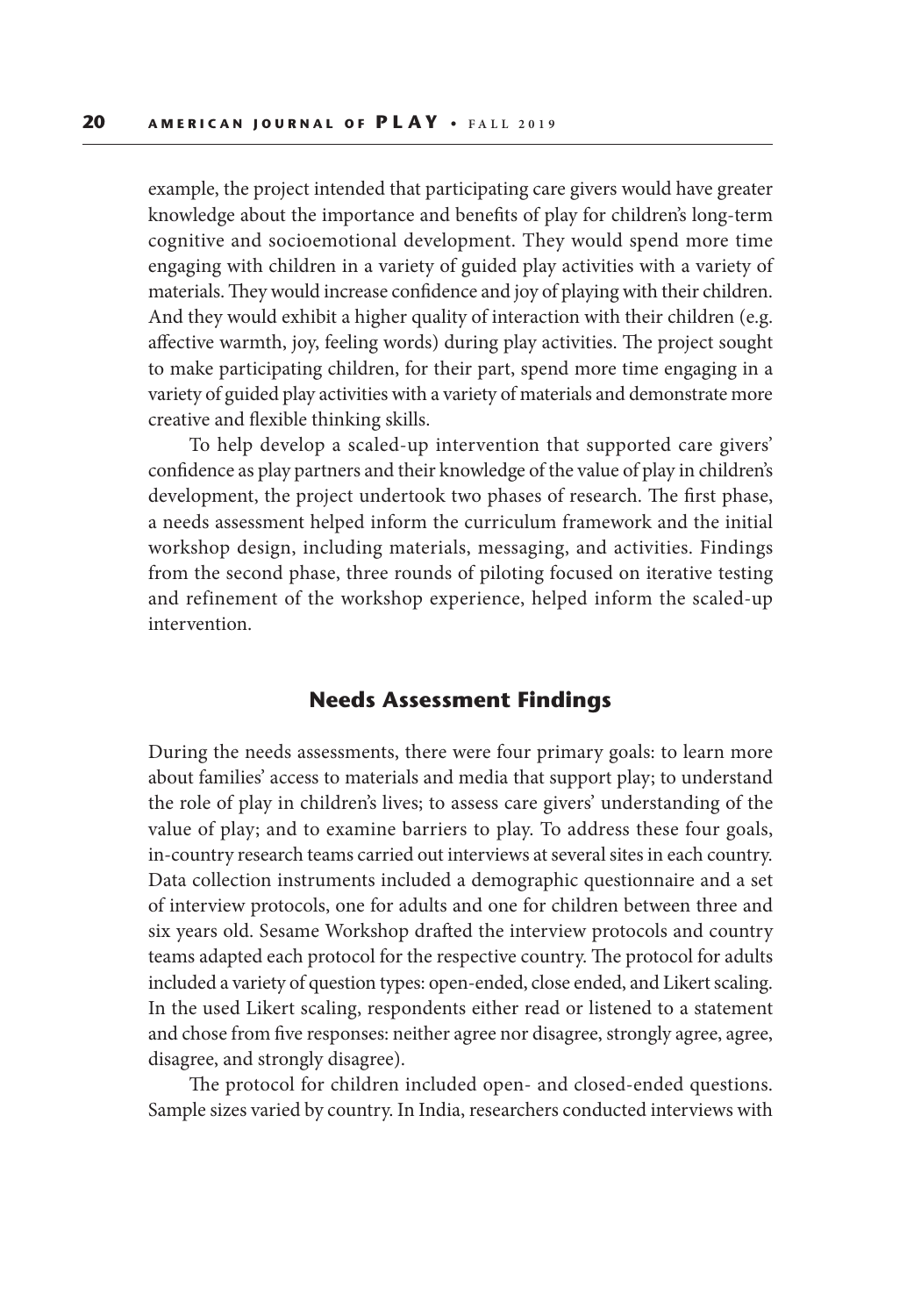example, the project intended that participating care givers would have greater knowledge about the importance and benefits of play for children's long-term cognitive and socioemotional development. They would spend more time engaging with children in a variety of guided play activities with a variety of materials. They would increase confidence and joy of playing with their children. And they would exhibit a higher quality of interaction with their children (e.g. affective warmth, joy, feeling words) during play activities. The project sought to make participating children, for their part, spend more time engaging in a variety of guided play activities with a variety of materials and demonstrate more creative and flexible thinking skills.

To help develop a scaled-up intervention that supported care givers' confidence as play partners and their knowledge of the value of play in children's development, the project undertook two phases of research. The first phase, a needs assessment helped inform the curriculum framework and the initial workshop design, including materials, messaging, and activities. Findings from the second phase, three rounds of piloting focused on iterative testing and refinement of the workshop experience, helped inform the scaled-up intervention.

## Needs Assessment Findings

During the needs assessments, there were four primary goals: to learn more about families' access to materials and media that support play; to understand the role of play in children's lives; to assess care givers' understanding of the value of play; and to examine barriers to play. To address these four goals, in-country research teams carried out interviews at several sites in each country. Data collection instruments included a demographic questionnaire and a set of interview protocols, one for adults and one for children between three and six years old. Sesame Workshop drafted the interview protocols and country teams adapted each protocol for the respective country. The protocol for adults included a variety of question types: open-ended, close ended, and Likert scaling. In the used Likert scaling, respondents either read or listened to a statement and chose from five responses: neither agree nor disagree, strongly agree, agree, disagree, and strongly disagree).

The protocol for children included open- and closed-ended questions. Sample sizes varied by country. In India, researchers conducted interviews with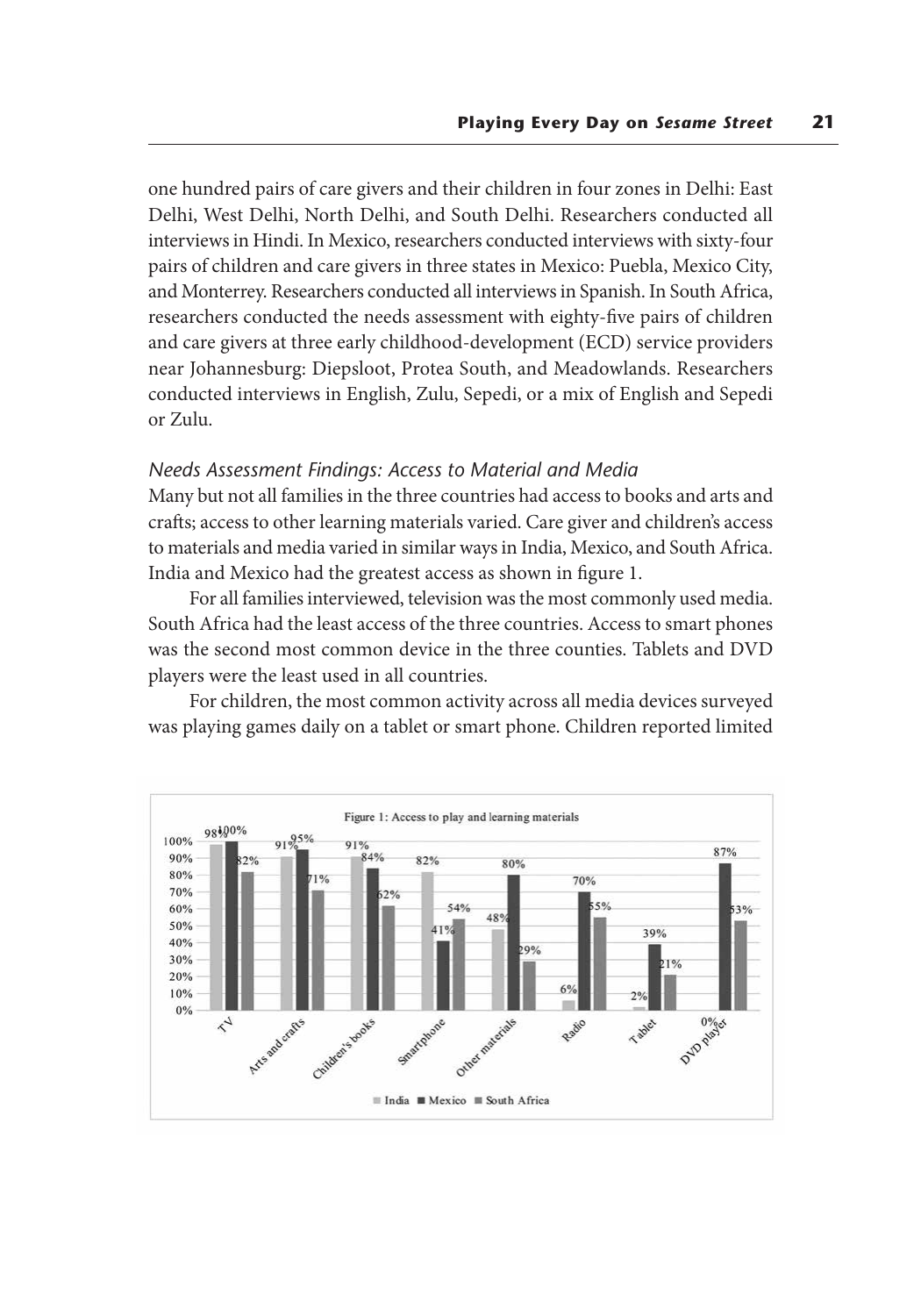one hundred pairs of care givers and their children in four zones in Delhi: East Delhi, West Delhi, North Delhi, and South Delhi. Researchers conducted all interviews in Hindi. In Mexico, researchers conducted interviews with sixty-four pairs of children and care givers in three states in Mexico: Puebla, Mexico City, and Monterrey. Researchers conducted all interviews in Spanish. In South Africa, researchers conducted the needs assessment with eighty-five pairs of children and care givers at three early childhood-development (ECD) service providers near Johannesburg: Diepsloot, Protea South, and Meadowlands. Researchers conducted interviews in English, Zulu, Sepedi, or a mix of English and Sepedi or Zulu.

### *Needs Assessment Findings: Access to Material and Media*

Many but not all families in the three countries had access to books and arts and crafts; access to other learning materials varied. Care giver and children's access to materials and media varied in similar ways in India, Mexico, and South Africa. India and Mexico had the greatest access as shown in figure 1.

For all families interviewed, television was the most commonly used media. South Africa had the least access of the three countries. Access to smart phones was the second most common device in the three counties. Tablets and DVD players were the least used in all countries.

For children, the most common activity across all media devices surveyed was playing games daily on a tablet or smart phone. Children reported limited

Figure 1: Access to play and learning materials

| | India | Mexico | South Africa |
|---|---|---|---|
| TV | 98% | 100% | 82% |
| Arts and crafts | 91% | 95% | 71% |
| Children's books | 91% | 84% | 62% |
| Smartphone | 82% | 41% | 54% |
| Other materials | 48% | 80% | 29% |
| Radio | 6% | 70% | 55% |
| Tablet | 2% | 39% | 21% |
| DVD player | 0% | 87% | 53% |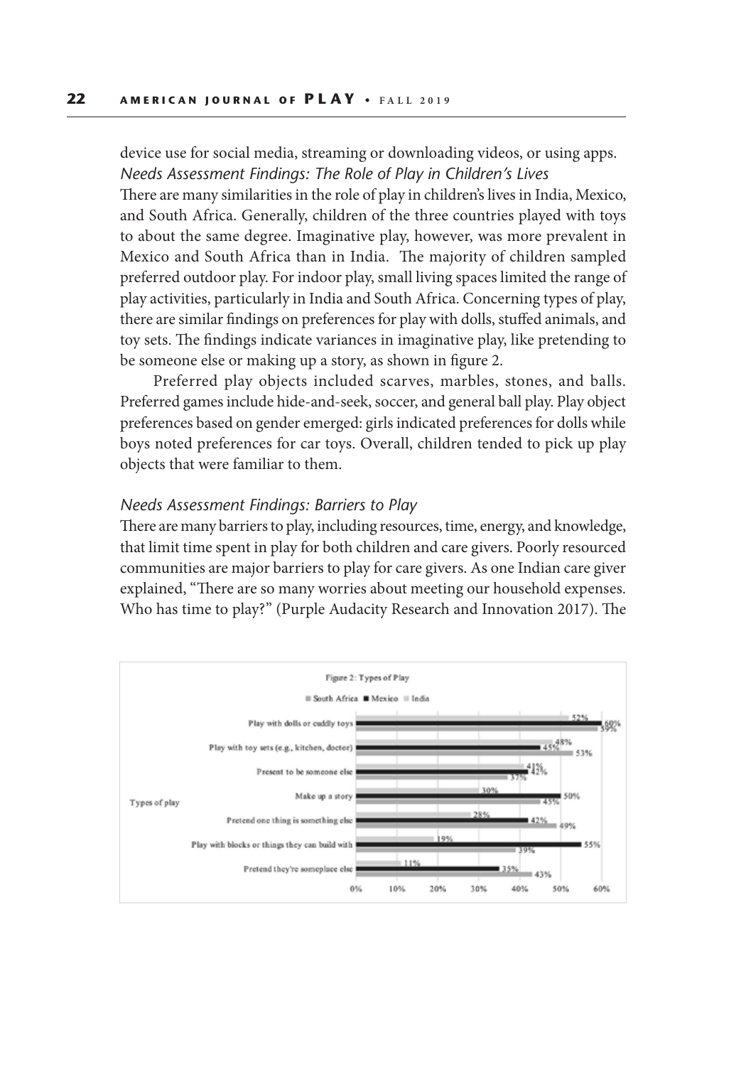device use for social media, streaming or downloading videos, or using apps.

*Needs Assessment Findings: The Role of Play in Children's Lives*

There are many similarities in the role of play in children's lives in India, Mexico, and South Africa. Generally, children of the three countries played with toys to about the same degree. Imaginative play, however, was more prevalent in Mexico and South Africa than in India. The majority of children sampled preferred outdoor play. For indoor play, small living spaces limited the range of play activities, particularly in India and South Africa. Concerning types of play, there are similar findings on preferences for play with dolls, stuffed animals, and toy sets. The findings indicate variances in imaginative play, like pretending to be someone else or making up a story, as shown in figure 2.

Preferred play objects included scarves, marbles, stones, and balls. Preferred games include hide-and-seek, soccer, and general ball play. Play object preferences based on gender emerged: girls indicated preferences for dolls while boys noted preferences for car toys. Overall, children tended to pick up play objects that were familiar to them.

*Needs Assessment Findings: Barriers to Play*

There are many barriers to play, including resources, time, energy, and knowledge, that limit time spent in play for both children and care givers. Poorly resourced communities are major barriers to play for care givers. As one Indian care giver explained, "There are so many worries about meeting our household expenses. Who has time to play?" (Purple Audacity Research and Innovation 2017). The

Figure 2: Types of Play

| Types of play | South Africa | Mexico | India |
|---|---|---|---|
| Play with dolls or cuddly toys | 59% | 60% | 52% |
| Play with toy sets (e.g., kitchen, doctor) | 53% | 45% | 48% |
| Present to be someone else | 37% | 42% | 41% |
| Make up a story | 45% | 50% | 30% |
| Pretend one thing is something else | 49% | 42% | 28% |
| Play with blocks or things they can build with | 39% | 55% | 19% |
| Pretend they're someplace else | 43% | 35% | 11% |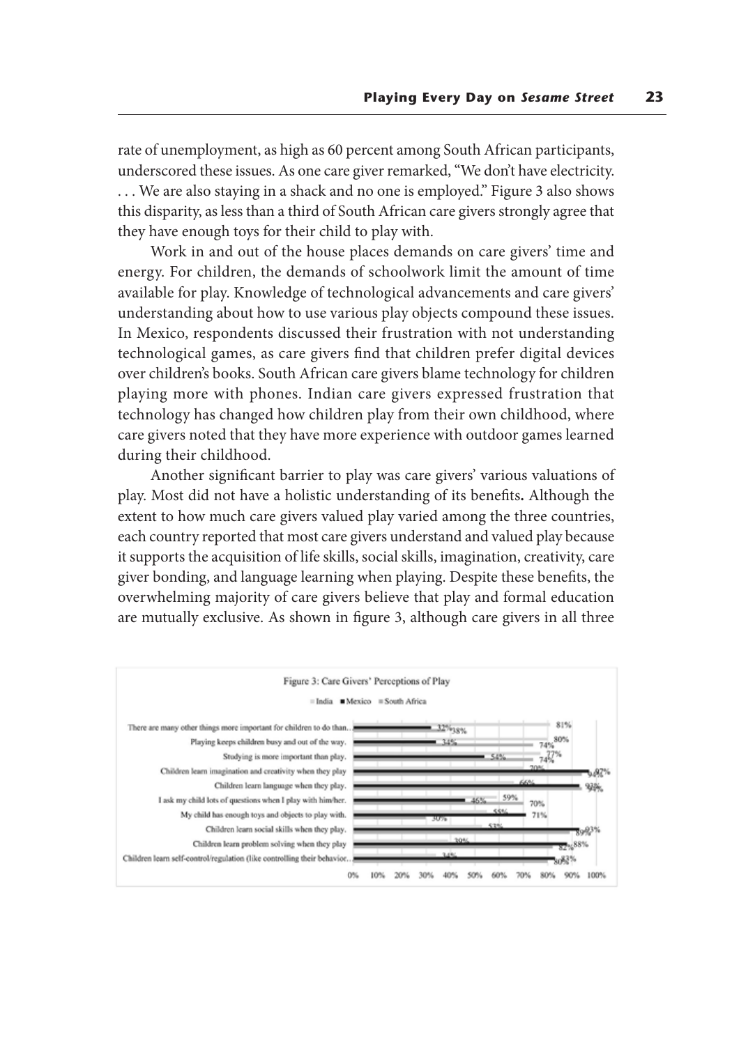rate of unemployment, as high as 60 percent among South African participants, underscored these issues. As one care giver remarked, "We don't have electricity. . . . We are also staying in a shack and no one is employed." Figure 3 also shows this disparity, as less than a third of South African care givers strongly agree that they have enough toys for their child to play with.

Work in and out of the house places demands on care givers' time and energy. For children, the demands of schoolwork limit the amount of time available for play. Knowledge of technological advancements and care givers' understanding about how to use various play objects compound these issues. In Mexico, respondents discussed their frustration with not understanding technological games, as care givers find that children prefer digital devices over children's books. South African care givers blame technology for children playing more with phones. Indian care givers expressed frustration that technology has changed how children play from their own childhood, where care givers noted that they have more experience with outdoor games learned during their childhood.

Another significant barrier to play was care givers' various valuations of play. Most did not have a holistic understanding of its benefits**.** Although the extent to how much care givers valued play varied among the three countries, each country reported that most care givers understand and valued play because it supports the acquisition of life skills, social skills, imagination, creativity, care giver bonding, and language learning when playing. Despite these benefits, the overwhelming majority of care givers believe that play and formal education are mutually exclusive. As shown in figure 3, although care givers in all three

Figure 3: Care Givers' Perceptions of Play

India ■ Mexico ■ South Africa

| Statement | Values shown |
|---|---|
| There are many other things more important for children to do than... | 32%, 38%, 81% |
| Playing keeps children busy and out of the way. | 34%, 74%, 80% |
| Studying is more important than play. | 54%, 74%, 77% |
| Children learn imagination and creativity when they play | 70%, 94%, 97% |
| Children learn language when they play. | 66%, 93%, 94% |
| I ask my child lots of questions when I play with him/her. | 46%, 59%, 70% |
| My child has enough toys and objects to play with. | 30%, 55%, 71% |
| Children learn social skills when they play. | 53%, 89%, 93% |
| Children learn problem solving when they play | 39%, 82%, 88% |
| Children learn self-control/regulation (like controlling their behavior... | 34%, 80%, 83% |

0% 10% 20% 30% 40% 50% 60% 70% 80% 90% 100%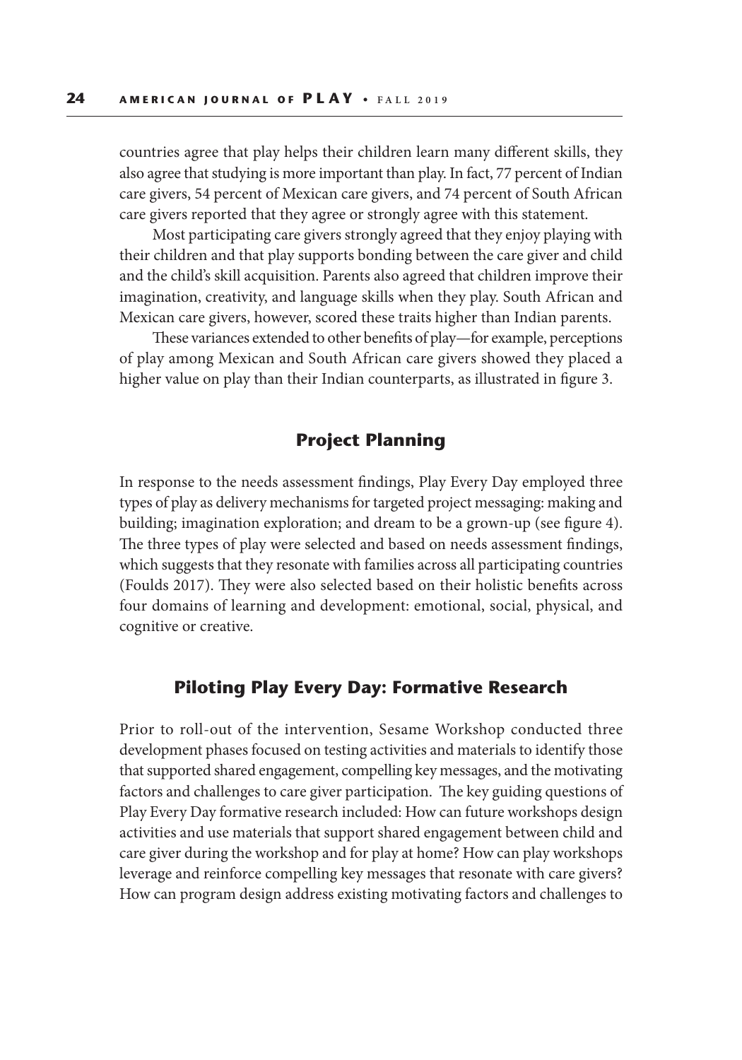countries agree that play helps their children learn many different skills, they also agree that studying is more important than play. In fact, 77 percent of Indian care givers, 54 percent of Mexican care givers, and 74 percent of South African care givers reported that they agree or strongly agree with this statement.

Most participating care givers strongly agreed that they enjoy playing with their children and that play supports bonding between the care giver and child and the child's skill acquisition. Parents also agreed that children improve their imagination, creativity, and language skills when they play. South African and Mexican care givers, however, scored these traits higher than Indian parents.

These variances extended to other benefits of play—for example, perceptions of play among Mexican and South African care givers showed they placed a higher value on play than their Indian counterparts, as illustrated in figure 3.

## Project Planning

In response to the needs assessment findings, Play Every Day employed three types of play as delivery mechanisms for targeted project messaging: making and building; imagination exploration; and dream to be a grown-up (see figure 4). The three types of play were selected and based on needs assessment findings, which suggests that they resonate with families across all participating countries (Foulds 2017). They were also selected based on their holistic benefits across four domains of learning and development: emotional, social, physical, and cognitive or creative.

## Piloting Play Every Day: Formative Research

Prior to roll-out of the intervention, Sesame Workshop conducted three development phases focused on testing activities and materials to identify those that supported shared engagement, compelling key messages, and the motivating factors and challenges to care giver participation. The key guiding questions of Play Every Day formative research included: How can future workshops design activities and use materials that support shared engagement between child and care giver during the workshop and for play at home? How can play workshops leverage and reinforce compelling key messages that resonate with care givers? How can program design address existing motivating factors and challenges to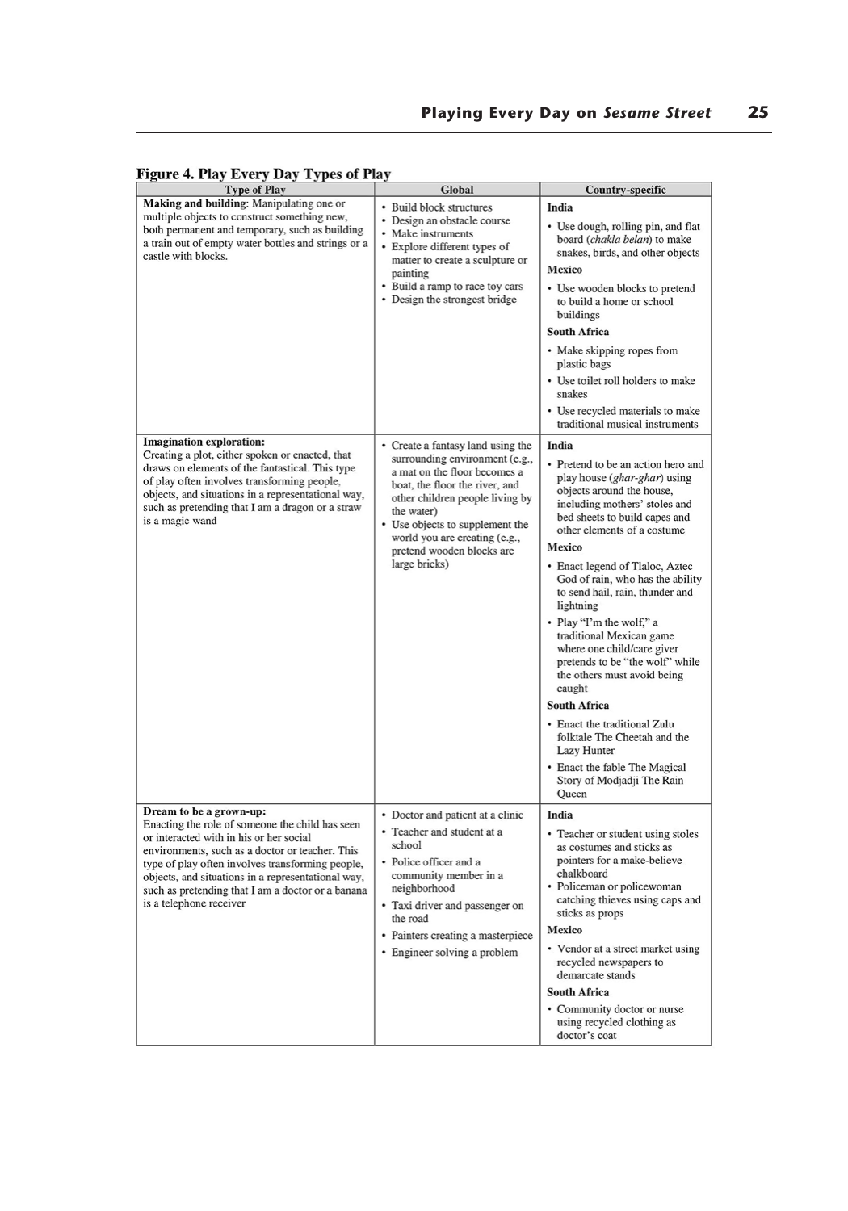**Figure 4. Play Every Day Types of Play**

| Type of Play | Global | Country-specific |
|---|---|---|
| **Making and building**: Manipulating one or multiple objects to construct something new, both permanent and temporary, such as building a train out of empty water bottles and strings or a castle with blocks. | • Build block structures<br>• Design an obstacle course<br>• Make instruments<br>• Explore different types of matter to create a sculpture or painting<br>• Build a ramp to race toy cars<br>• Design the strongest bridge | **India**<br>• Use dough, rolling pin, and flat board (*chakla belan*) to make snakes, birds, and other objects<br>**Mexico**<br>• Use wooden blocks to pretend to build a home or school buildings<br>**South Africa**<br>• Make skipping ropes from plastic bags<br>• Use toilet roll holders to make snakes<br>• Use recycled materials to make traditional musical instruments |
| **Imagination exploration:** Creating a plot, either spoken or enacted, that draws on elements of the fantastical. This type of play often involves transforming people, objects, and situations in a representational way, such as pretending that I am a dragon or a straw is a magic wand | • Create a fantasy land using the surrounding environment (e.g., a mat on the floor becomes a boat, the floor the river, and other children people living by the water)<br>• Use objects to supplement the world you are creating (e.g., pretend wooden blocks are large bricks) | **India**<br>• Pretend to be an action hero and play house (*ghar-ghar*) using objects around the house, including mothers' stoles and bed sheets to build capes and other elements of a costume<br>**Mexico**<br>• Enact legend of Tlaloc, Aztec God of rain, who has the ability to send hail, rain, thunder and lightning<br>• Play "I'm the wolf," a traditional Mexican game where one child/care giver pretends to be "the wolf" while the others must avoid being caught<br>**South Africa**<br>• Enact the traditional Zulu folktale The Cheetah and the Lazy Hunter<br>• Enact the fable The Magical Story of Modjadji The Rain Queen |
| **Dream to be a grown-up:** Enacting the role of someone the child has seen or interacted with in his or her social environments, such as a doctor or teacher. This type of play often involves transforming people, objects, and situations in a representational way, such as pretending that I am a doctor or a banana is a telephone receiver | • Doctor and patient at a clinic<br>• Teacher and student at a school<br>• Police officer and a community member in a neighborhood<br>• Taxi driver and passenger on the road<br>• Painters creating a masterpiece<br>• Engineer solving a problem | **India**<br>• Teacher or student using stoles as costumes and sticks as pointers for a make-believe chalkboard<br>• Policeman or policewoman catching thieves using caps and sticks as props<br>**Mexico**<br>• Vendor at a street market using recycled newspapers to demarcate stands<br>**South Africa**<br>• Community doctor or nurse using recycled clothing as doctor's coat |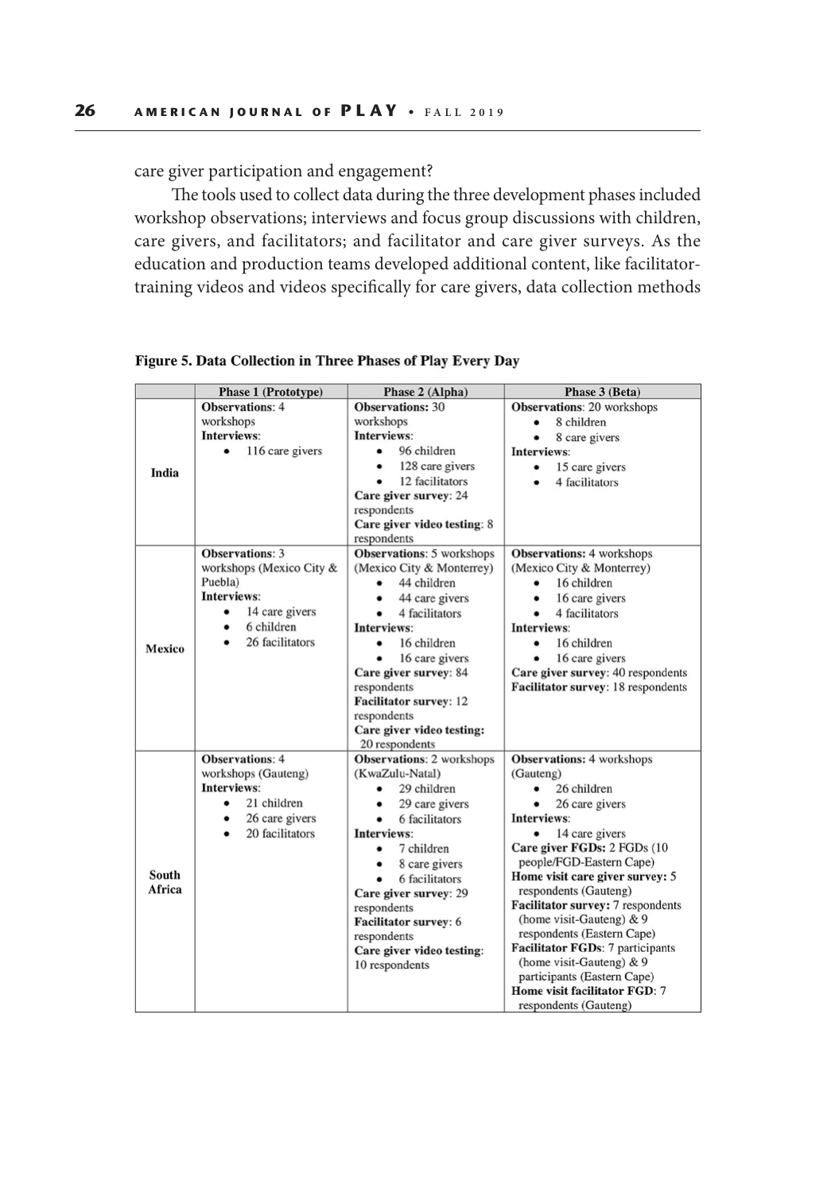care giver participation and engagement?

The tools used to collect data during the three development phases included workshop observations; interviews and focus group discussions with children, care givers, and facilitators; and facilitator and care giver surveys. As the education and production teams developed additional content, like facilitator-training videos and videos specifically for care givers, data collection methods

**Figure 5. Data Collection in Three Phases of Play Every Day**

| | Phase 1 (Prototype) | Phase 2 (Alpha) | Phase 3 (Beta) |
|---|---|---|---|
| **India** | **Observations**: 4 workshops<br>**Interviews**:<br>• 116 care givers | **Observations:** 30 workshops<br>**Interviews**:<br>• 96 children<br>• 128 care givers<br>• 12 facilitators<br>**Care giver survey**: 24 respondents<br>**Care giver video testing**: 8 respondents | **Observations**: 20 workshops<br>• 8 children<br>• 8 care givers<br>**Interviews**:<br>• 15 care givers<br>• 4 facilitators |
| **Mexico** | **Observations**: 3 workshops (Mexico City & Puebla)<br>**Interviews**:<br>• 14 care givers<br>• 6 children<br>• 26 facilitators | **Observations:** 5 workshops (Mexico City & Monterrey)<br>• 44 children<br>• 44 care givers<br>• 4 facilitators<br>**Interviews**:<br>• 16 children<br>• 16 care givers<br>**Care giver survey**: 84 respondents<br>**Facilitator survey**: 12 respondents<br>**Care giver video testing:** 20 respondents | **Observations:** 4 workshops (Mexico City & Monterrey)<br>• 16 children<br>• 16 care givers<br>• 4 facilitators<br>**Interviews**:<br>• 16 children<br>• 16 care givers<br>**Care giver survey**: 40 respondents<br>**Facilitator survey**: 18 respondents |
| **South Africa** | **Observations**: 4 workshops (Gauteng)<br>**Interviews**:<br>• 21 children<br>• 26 care givers<br>• 20 facilitators | **Observations:** 2 workshops (KwaZulu-Natal)<br>• 29 children<br>• 29 care givers<br>• 6 facilitators<br>**Interviews**:<br>• 7 children<br>• 8 care givers<br>• 6 facilitators<br>**Care giver survey**: 29 respondents<br>**Facilitator survey**: 6 respondents<br>**Care giver video testing**: 10 respondents | **Observations:** 4 workshops (Gauteng)<br>• 26 children<br>• 26 care givers<br>**Interviews**:<br>• 14 care givers<br>**Care giver FGDs:** 2 FGDs (10 people/FGD-Eastern Cape)<br>**Home visit care giver survey:** 5 respondents (Gauteng)<br>**Facilitator survey:** 7 respondents (home visit-Gauteng) & 9 respondents (Eastern Cape)<br>**Facilitator FGDs**: 7 participants (home visit-Gauteng) & 9 participants (Eastern Cape)<br>**Home visit facilitator FGD**: 7 respondents (Gauteng) |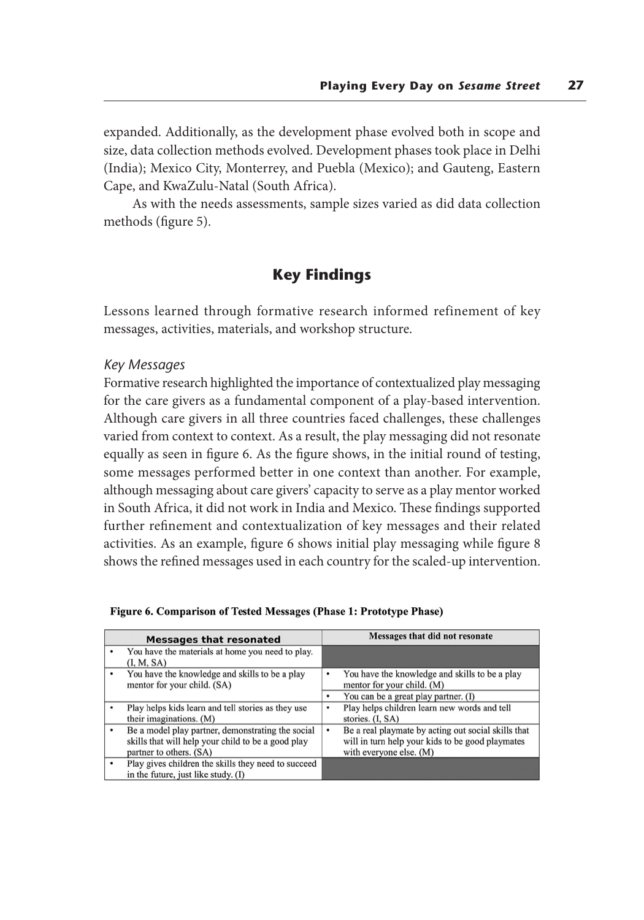expanded. Additionally, as the development phase evolved both in scope and size, data collection methods evolved. Development phases took place in Delhi (India); Mexico City, Monterrey, and Puebla (Mexico); and Gauteng, Eastern Cape, and KwaZulu-Natal (South Africa).

As with the needs assessments, sample sizes varied as did data collection methods (figure 5).

## Key Findings

Lessons learned through formative research informed refinement of key messages, activities, materials, and workshop structure.

### *Key Messages*

Formative research highlighted the importance of contextualized play messaging for the care givers as a fundamental component of a play-based intervention. Although care givers in all three countries faced challenges, these challenges varied from context to context. As a result, the play messaging did not resonate equally as seen in figure 6. As the figure shows, in the initial round of testing, some messages performed better in one context than another. For example, although messaging about care givers' capacity to serve as a play mentor worked in South Africa, it did not work in India and Mexico. These findings supported further refinement and contextualization of key messages and their related activities. As an example, figure 6 shows initial play messaging while figure 8 shows the refined messages used in each country for the scaled-up intervention.

**Figure 6. Comparison of Tested Messages (Phase 1: Prototype Phase)**

| Messages that resonated | Messages that did not resonate |
|---|---|
| • You have the materials at home you need to play. (I, M, SA) | |
| • You have the knowledge and skills to be a play mentor for your child. (SA) | • You have the knowledge and skills to be a play mentor for your child. (M)<br>• You can be a great play partner. (I) |
| • Play helps kids learn and tell stories as they use their imaginations. (M) | • Play helps children learn new words and tell stories. (I, SA) |
| • Be a model play partner, demonstrating the social skills that will help your child to be a good play partner to others. (SA) | • Be a real playmate by acting out social skills that will in turn help your kids to be good playmates with everyone else. (M) |
| • Play gives children the skills they need to succeed in the future, just like study. (I) | |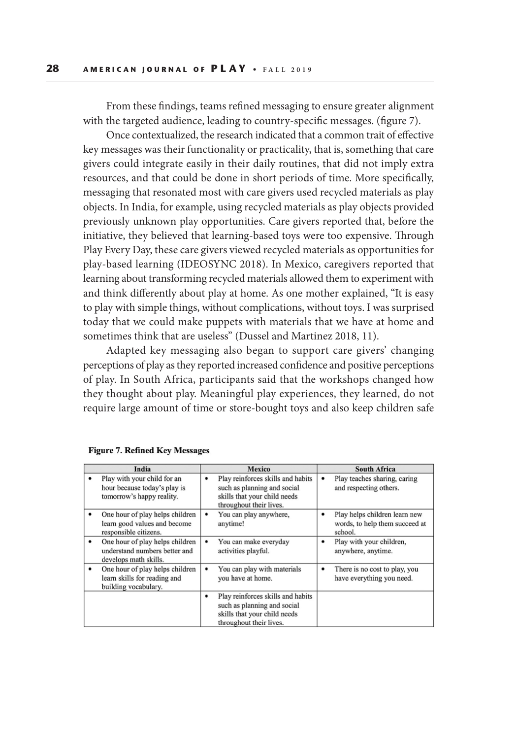From these findings, teams refined messaging to ensure greater alignment with the targeted audience, leading to country-specific messages. (figure 7).

Once contextualized, the research indicated that a common trait of effective key messages was their functionality or practicality, that is, something that care givers could integrate easily in their daily routines, that did not imply extra resources, and that could be done in short periods of time. More specifically, messaging that resonated most with care givers used recycled materials as play objects. In India, for example, using recycled materials as play objects provided previously unknown play opportunities. Care givers reported that, before the initiative, they believed that learning-based toys were too expensive. Through Play Every Day, these care givers viewed recycled materials as opportunities for play-based learning (IDEOSYNC 2018). In Mexico, caregivers reported that learning about transforming recycled materials allowed them to experiment with and think differently about play at home. As one mother explained, "It is easy to play with simple things, without complications, without toys. I was surprised today that we could make puppets with materials that we have at home and sometimes think that are useless" (Dussel and Martinez 2018, 11).

Adapted key messaging also began to support care givers' changing perceptions of play as they reported increased confidence and positive perceptions of play. In South Africa, participants said that the workshops changed how they thought about play. Meaningful play experiences, they learned, do not require large amount of time or store-bought toys and also keep children safe

**Figure 7. Refined Key Messages**

| India | Mexico | South Africa |
|---|---|---|
| • Play with your child for an hour because today's play is tomorrow's happy reality. | • Play reinforces skills and habits such as planning and social skills that your child needs throughout their lives. | • Play teaches sharing, caring and respecting others. |
| • One hour of play helps children learn good values and become responsible citizens. | • You can play anywhere, anytime! | • Play helps children learn new words, to help them succeed at school. |
| • One hour of play helps children understand numbers better and develops math skills. | • You can make everyday activities playful. | • Play with your children, anywhere, anytime. |
| • One hour of play helps children learn skills for reading and building vocabulary. | • You can play with materials you have at home. | • There is no cost to play, you have everything you need. |
| | • Play reinforces skills and habits such as planning and social skills that your child needs throughout their lives. | |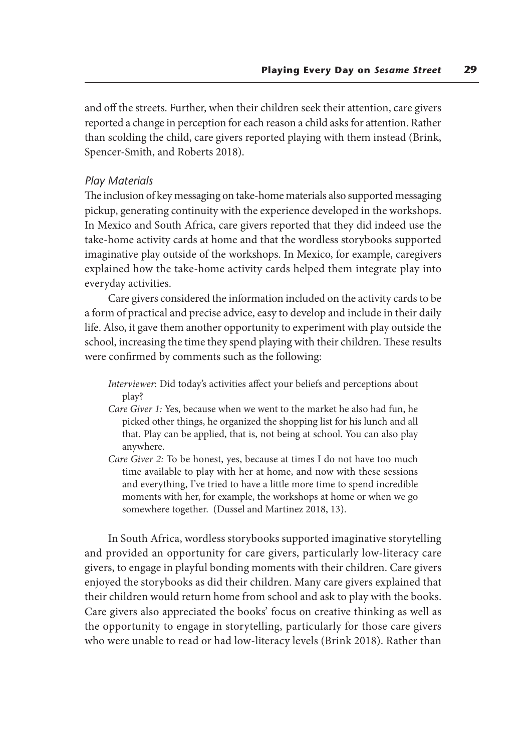and off the streets. Further, when their children seek their attention, care givers reported a change in perception for each reason a child asks for attention. Rather than scolding the child, care givers reported playing with them instead (Brink, Spencer-Smith, and Roberts 2018).

### *Play Materials*

The inclusion of key messaging on take-home materials also supported messaging pickup, generating continuity with the experience developed in the workshops. In Mexico and South Africa, care givers reported that they did indeed use the take-home activity cards at home and that the wordless storybooks supported imaginative play outside of the workshops. In Mexico, for example, caregivers explained how the take-home activity cards helped them integrate play into everyday activities.

Care givers considered the information included on the activity cards to be a form of practical and precise advice, easy to develop and include in their daily life. Also, it gave them another opportunity to experiment with play outside the school, increasing the time they spend playing with their children. These results were confirmed by comments such as the following:

> *Interviewer*: Did today's activities affect your beliefs and perceptions about play?
>
> *Care Giver 1:* Yes, because when we went to the market he also had fun, he picked other things, he organized the shopping list for his lunch and all that. Play can be applied, that is, not being at school. You can also play anywhere.
>
> *Care Giver 2:* To be honest, yes, because at times I do not have too much time available to play with her at home, and now with these sessions and everything, I've tried to have a little more time to spend incredible moments with her, for example, the workshops at home or when we go somewhere together. (Dussel and Martinez 2018, 13).

In South Africa, wordless storybooks supported imaginative storytelling and provided an opportunity for care givers, particularly low-literacy care givers, to engage in playful bonding moments with their children. Care givers enjoyed the storybooks as did their children. Many care givers explained that their children would return home from school and ask to play with the books. Care givers also appreciated the books' focus on creative thinking as well as the opportunity to engage in storytelling, particularly for those care givers who were unable to read or had low-literacy levels (Brink 2018). Rather than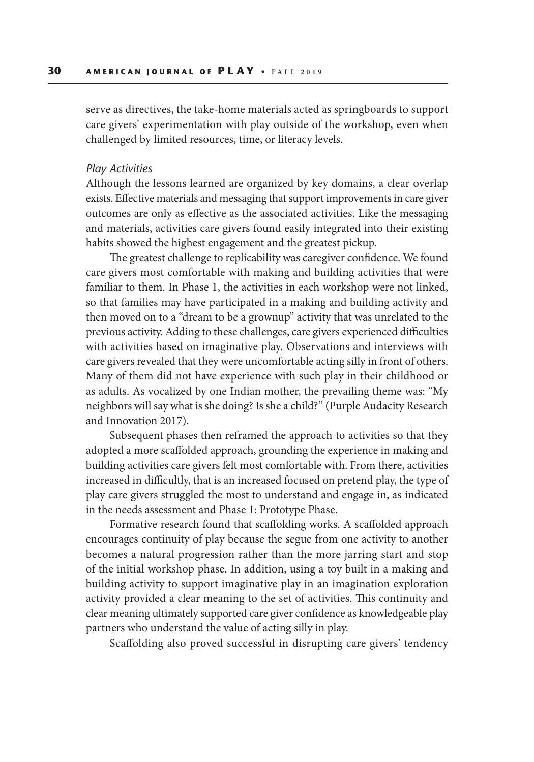serve as directives, the take-home materials acted as springboards to support care givers' experimentation with play outside of the workshop, even when challenged by limited resources, time, or literacy levels.

### *Play Activities*

Although the lessons learned are organized by key domains, a clear overlap exists. Effective materials and messaging that support improvements in care giver outcomes are only as effective as the associated activities. Like the messaging and materials, activities care givers found easily integrated into their existing habits showed the highest engagement and the greatest pickup.

The greatest challenge to replicability was caregiver confidence. We found care givers most comfortable with making and building activities that were familiar to them. In Phase 1, the activities in each workshop were not linked, so that families may have participated in a making and building activity and then moved on to a "dream to be a grownup" activity that was unrelated to the previous activity. Adding to these challenges, care givers experienced difficulties with activities based on imaginative play. Observations and interviews with care givers revealed that they were uncomfortable acting silly in front of others. Many of them did not have experience with such play in their childhood or as adults. As vocalized by one Indian mother, the prevailing theme was: "My neighbors will say what is she doing? Is she a child?" (Purple Audacity Research and Innovation 2017).

Subsequent phases then reframed the approach to activities so that they adopted a more scaffolded approach, grounding the experience in making and building activities care givers felt most comfortable with. From there, activities increased in difficultly, that is an increased focused on pretend play, the type of play care givers struggled the most to understand and engage in, as indicated in the needs assessment and Phase 1: Prototype Phase.

Formative research found that scaffolding works. A scaffolded approach encourages continuity of play because the segue from one activity to another becomes a natural progression rather than the more jarring start and stop of the initial workshop phase. In addition, using a toy built in a making and building activity to support imaginative play in an imagination exploration activity provided a clear meaning to the set of activities. This continuity and clear meaning ultimately supported care giver confidence as knowledgeable play partners who understand the value of acting silly in play.

Scaffolding also proved successful in disrupting care givers' tendency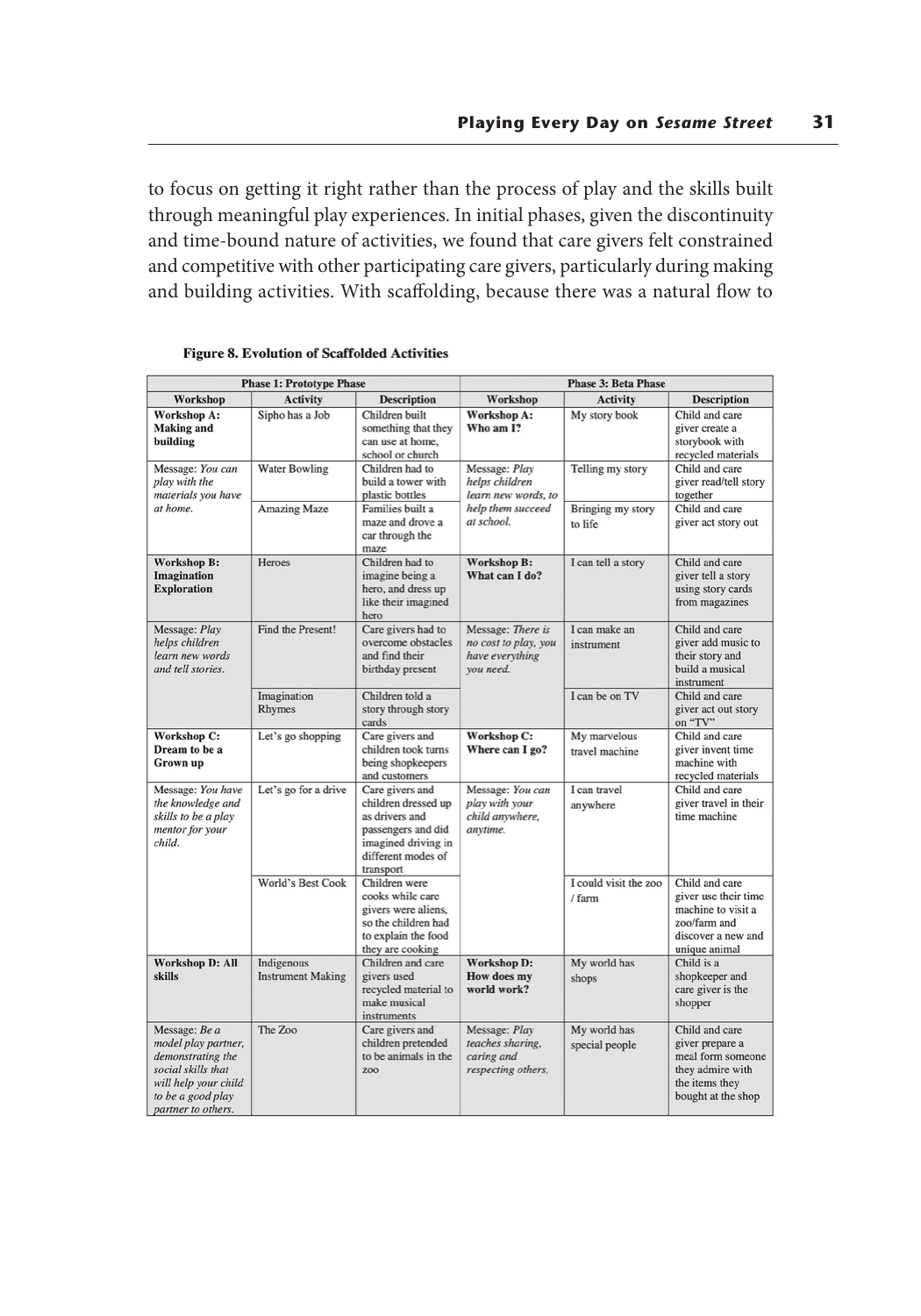to focus on getting it right rather than the process of play and the skills built through meaningful play experiences. In initial phases, given the discontinuity and time-bound nature of activities, we found that care givers felt constrained and competitive with other participating care givers, particularly during making and building activities. With scaffolding, because there was a natural flow to

**Figure 8. Evolution of Scaffolded Activities**

| Phase 1: Prototype Phase | | | Phase 3: Beta Phase | | |
|---|---|---|---|---|---|
| **Workshop** | **Activity** | **Description** | **Workshop** | **Activity** | **Description** |
| **Workshop A: Making and building** | Sipho has a Job | Children built something that they can use at home, school or church | **Workshop A: Who am I?** | My story book | Child and care giver create a storybook with recycled materials |
| Message: *You can play with the materials you have at home.* | Water Bowling | Children had to build a tower with plastic bottles | Message: *Play helps children learn new words, to help them succeed at school.* | Telling my story | Child and care giver read/tell story together |
| | Amazing Maze | Families built a maze and drove a car through the maze | | Bringing my story to life | Child and care giver act story out |
| **Workshop B: Imagination Exploration** | Heroes | Children had to imagine being a hero, and dress up like their imagined hero | **Workshop B: What can I do?** | I can tell a story | Child and care giver tell a story using story cards from magazines |
| Message: *Play helps children learn new words and tell stories.* | Find the Present! | Care givers had to overcome obstacles and find their birthday present | Message: *There is no cost to play, you have everything you need.* | I can make an instrument | Child and care giver add music to their story and build a musical instrument |
| | Imagination Rhymes | Children told a story through story cards | | I can be on TV | Child and care giver act out story on "TV" |
| **Workshop C: Dream to be a Grown up** | Let's go shopping | Care givers and children took turns being shopkeepers and customers | **Workshop C: Where can I go?** | My marvelous travel machine | Child and care giver invent time machine with recycled materials |
| Message: *You have the knowledge and skills to be a play mentor for your child.* | Let's go for a drive | Care givers and children dressed up as drivers and passengers and did imagined driving in different modes of transport | Message: *You can play with your child anywhere, anytime.* | I can travel anywhere | Child and care giver travel in their time machine |
| | World's Best Cook | Children were cooks while care givers were aliens, so the children had to explain the food they are cooking | | I could visit the zoo / farm | Child and care giver use their time machine to visit a zoo/farm and discover a new and unique animal |
| **Workshop D: All skills** | Indigenous Instrument Making | Children and care givers used recycled material to make musical instruments | **Workshop D: How does my world work?** | My world has shops | Child is a shopkeeper and care giver is the shopper |
| Message: *Be a model play partner, demonstrating the social skills that will help your child to be a good play partner to others.* | The Zoo | Care givers and children pretended to be animals in the zoo | Message: *Play teaches sharing, caring and respecting others,* | My world has special people | Child and care giver prepare a meal form someone they admire with the items they bought at the shop |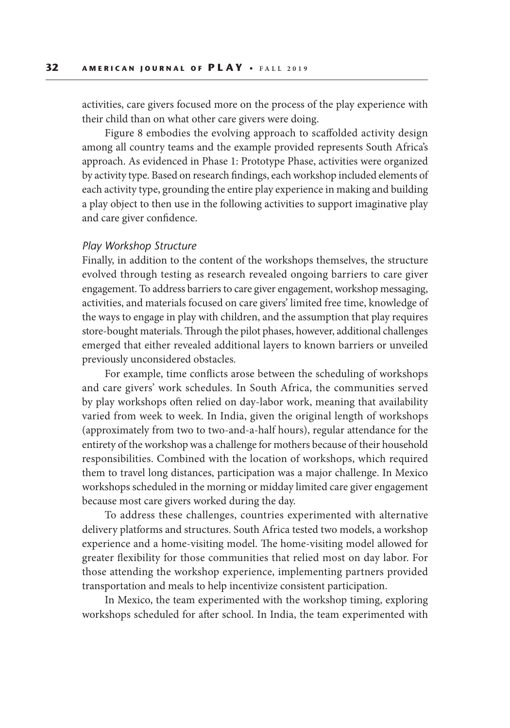activities, care givers focused more on the process of the play experience with their child than on what other care givers were doing.

Figure 8 embodies the evolving approach to scaffolded activity design among all country teams and the example provided represents South Africa's approach. As evidenced in Phase 1: Prototype Phase, activities were organized by activity type. Based on research findings, each workshop included elements of each activity type, grounding the entire play experience in making and building a play object to then use in the following activities to support imaginative play and care giver confidence.

### *Play Workshop Structure*

Finally, in addition to the content of the workshops themselves, the structure evolved through testing as research revealed ongoing barriers to care giver engagement. To address barriers to care giver engagement, workshop messaging, activities, and materials focused on care givers' limited free time, knowledge of the ways to engage in play with children, and the assumption that play requires store-bought materials. Through the pilot phases, however, additional challenges emerged that either revealed additional layers to known barriers or unveiled previously unconsidered obstacles.

For example, time conflicts arose between the scheduling of workshops and care givers' work schedules. In South Africa, the communities served by play workshops often relied on day-labor work, meaning that availability varied from week to week. In India, given the original length of workshops (approximately from two to two-and-a-half hours), regular attendance for the entirety of the workshop was a challenge for mothers because of their household responsibilities. Combined with the location of workshops, which required them to travel long distances, participation was a major challenge. In Mexico workshops scheduled in the morning or midday limited care giver engagement because most care givers worked during the day.

To address these challenges, countries experimented with alternative delivery platforms and structures. South Africa tested two models, a workshop experience and a home-visiting model. The home-visiting model allowed for greater flexibility for those communities that relied most on day labor. For those attending the workshop experience, implementing partners provided transportation and meals to help incentivize consistent participation.

In Mexico, the team experimented with the workshop timing, exploring workshops scheduled for after school. In India, the team experimented with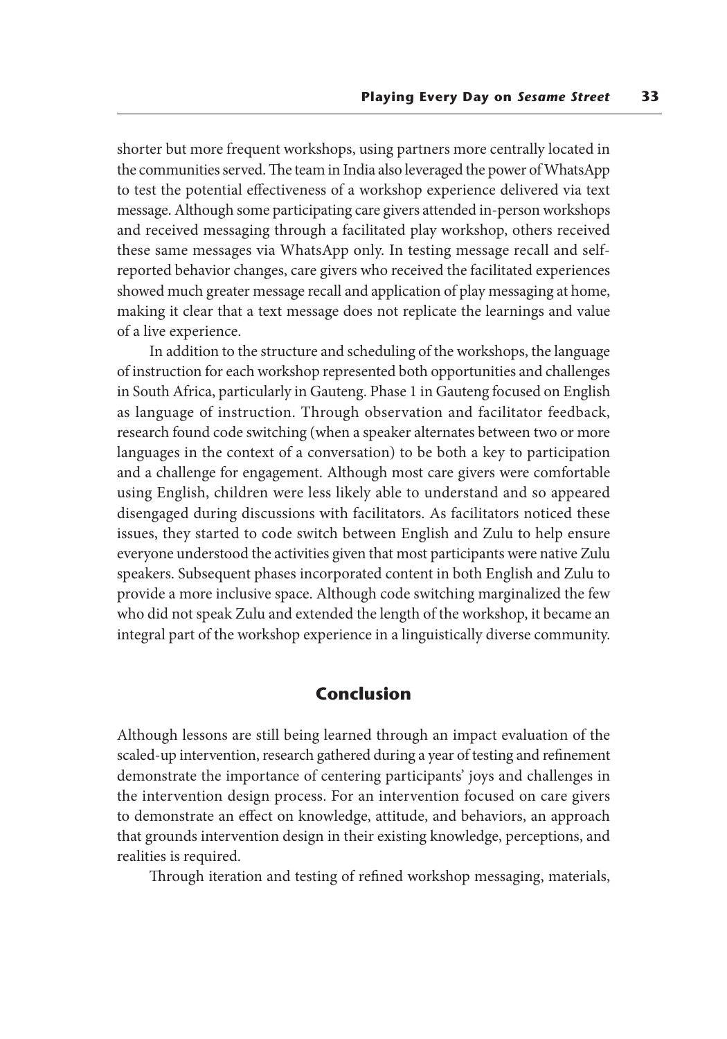shorter but more frequent workshops, using partners more centrally located in the communities served. The team in India also leveraged the power of WhatsApp to test the potential effectiveness of a workshop experience delivered via text message. Although some participating care givers attended in-person workshops and received messaging through a facilitated play workshop, others received these same messages via WhatsApp only. In testing message recall and self-reported behavior changes, care givers who received the facilitated experiences showed much greater message recall and application of play messaging at home, making it clear that a text message does not replicate the learnings and value of a live experience.

In addition to the structure and scheduling of the workshops, the language of instruction for each workshop represented both opportunities and challenges in South Africa, particularly in Gauteng. Phase 1 in Gauteng focused on English as language of instruction. Through observation and facilitator feedback, research found code switching (when a speaker alternates between two or more languages in the context of a conversation) to be both a key to participation and a challenge for engagement. Although most care givers were comfortable using English, children were less likely able to understand and so appeared disengaged during discussions with facilitators. As facilitators noticed these issues, they started to code switch between English and Zulu to help ensure everyone understood the activities given that most participants were native Zulu speakers. Subsequent phases incorporated content in both English and Zulu to provide a more inclusive space. Although code switching marginalized the few who did not speak Zulu and extended the length of the workshop, it became an integral part of the workshop experience in a linguistically diverse community.

## Conclusion

Although lessons are still being learned through an impact evaluation of the scaled-up intervention, research gathered during a year of testing and refinement demonstrate the importance of centering participants' joys and challenges in the intervention design process. For an intervention focused on care givers to demonstrate an effect on knowledge, attitude, and behaviors, an approach that grounds intervention design in their existing knowledge, perceptions, and realities is required.

Through iteration and testing of refined workshop messaging, materials,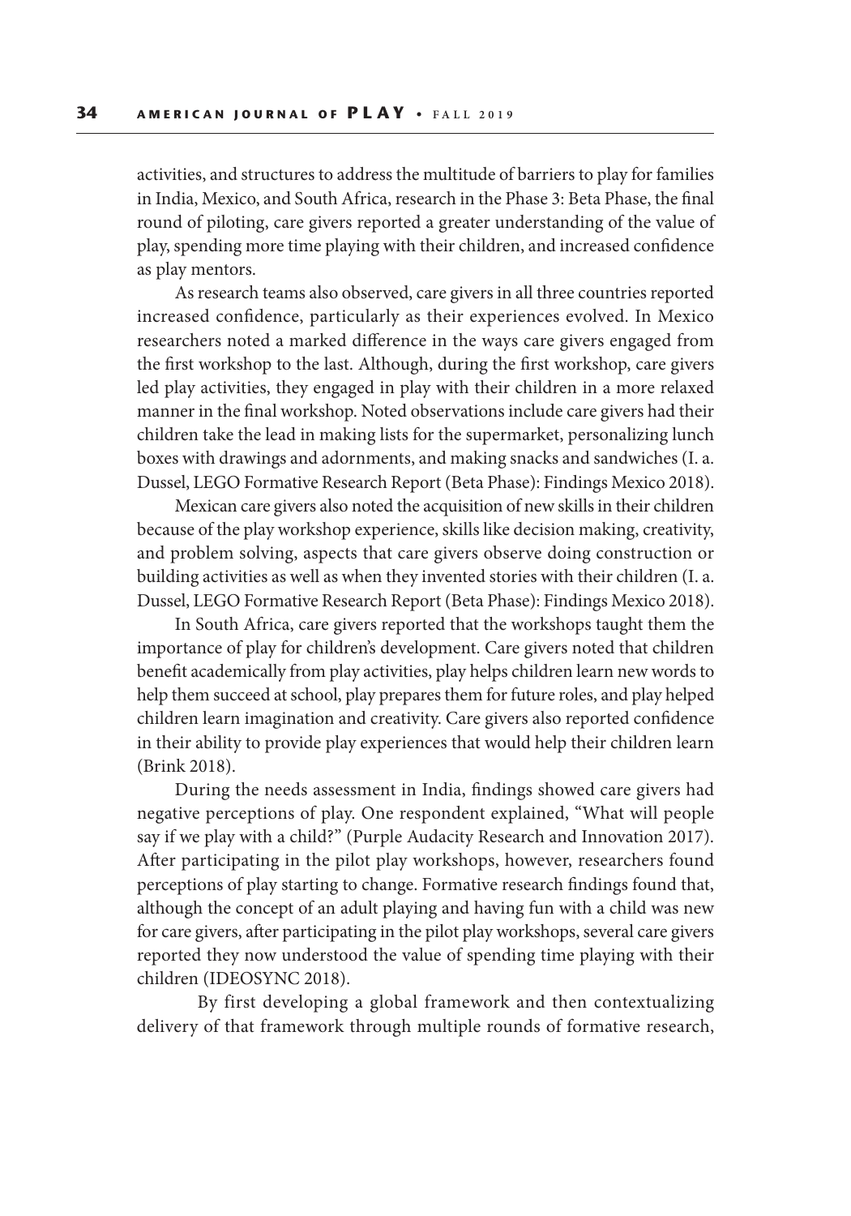activities, and structures to address the multitude of barriers to play for families in India, Mexico, and South Africa, research in the Phase 3: Beta Phase, the final round of piloting, care givers reported a greater understanding of the value of play, spending more time playing with their children, and increased confidence as play mentors.

As research teams also observed, care givers in all three countries reported increased confidence, particularly as their experiences evolved. In Mexico researchers noted a marked difference in the ways care givers engaged from the first workshop to the last. Although, during the first workshop, care givers led play activities, they engaged in play with their children in a more relaxed manner in the final workshop. Noted observations include care givers had their children take the lead in making lists for the supermarket, personalizing lunch boxes with drawings and adornments, and making snacks and sandwiches (I. a. Dussel, LEGO Formative Research Report (Beta Phase): Findings Mexico 2018).

Mexican care givers also noted the acquisition of new skills in their children because of the play workshop experience, skills like decision making, creativity, and problem solving, aspects that care givers observe doing construction or building activities as well as when they invented stories with their children (I. a. Dussel, LEGO Formative Research Report (Beta Phase): Findings Mexico 2018).

In South Africa, care givers reported that the workshops taught them the importance of play for children's development. Care givers noted that children benefit academically from play activities, play helps children learn new words to help them succeed at school, play prepares them for future roles, and play helped children learn imagination and creativity. Care givers also reported confidence in their ability to provide play experiences that would help their children learn (Brink 2018).

During the needs assessment in India, findings showed care givers had negative perceptions of play. One respondent explained, "What will people say if we play with a child?" (Purple Audacity Research and Innovation 2017). After participating in the pilot play workshops, however, researchers found perceptions of play starting to change. Formative research findings found that, although the concept of an adult playing and having fun with a child was new for care givers, after participating in the pilot play workshops, several care givers reported they now understood the value of spending time playing with their children (IDEOSYNC 2018).

By first developing a global framework and then contextualizing delivery of that framework through multiple rounds of formative research,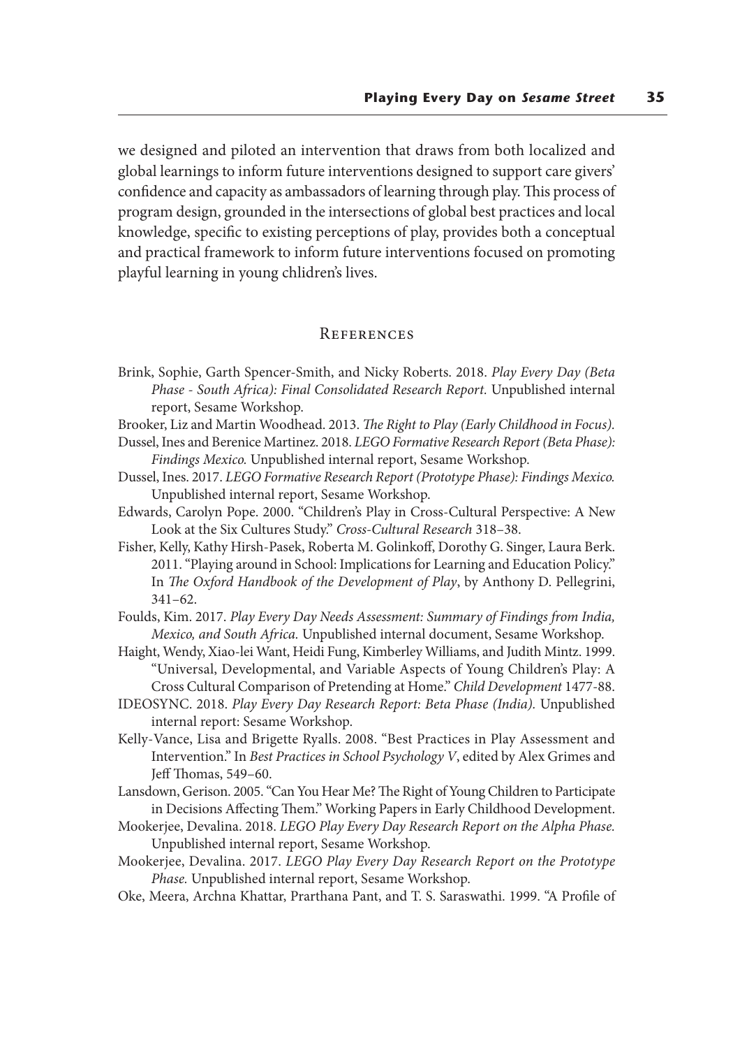we designed and piloted an intervention that draws from both localized and global learnings to inform future interventions designed to support care givers' confidence and capacity as ambassadors of learning through play. This process of program design, grounded in the intersections of global best practices and local knowledge, specific to existing perceptions of play, provides both a conceptual and practical framework to inform future interventions focused on promoting playful learning in young chlidren's lives.

## References

Brink, Sophie, Garth Spencer-Smith, and Nicky Roberts. 2018. *Play Every Day (Beta Phase - South Africa): Final Consolidated Research Report.* Unpublished internal report, Sesame Workshop.

Brooker, Liz and Martin Woodhead. 2013. *The Right to Play (Early Childhood in Focus).*

Dussel, Ines and Berenice Martinez. 2018. *LEGO Formative Research Report (Beta Phase): Findings Mexico.* Unpublished internal report, Sesame Workshop.

Dussel, Ines. 2017. *LEGO Formative Research Report (Prototype Phase): Findings Mexico.* Unpublished internal report, Sesame Workshop.

Edwards, Carolyn Pope. 2000. "Children's Play in Cross-Cultural Perspective: A New Look at the Six Cultures Study." *Cross-Cultural Research* 318–38.

Fisher, Kelly, Kathy Hirsh-Pasek, Roberta M. Golinkoff, Dorothy G. Singer, Laura Berk. 2011. "Playing around in School: Implications for Learning and Education Policy." In *The Oxford Handbook of the Development of Play*, by Anthony D. Pellegrini, 341–62.

Foulds, Kim. 2017. *Play Every Day Needs Assessment: Summary of Findings from India, Mexico, and South Africa.* Unpublished internal document, Sesame Workshop.

Haight, Wendy, Xiao-lei Want, Heidi Fung, Kimberley Williams, and Judith Mintz. 1999. "Universal, Developmental, and Variable Aspects of Young Children's Play: A Cross Cultural Comparison of Pretending at Home." *Child Development* 1477-88.

IDEOSYNC. 2018. *Play Every Day Research Report: Beta Phase (India).* Unpublished internal report: Sesame Workshop.

Kelly-Vance, Lisa and Brigette Ryalls. 2008. "Best Practices in Play Assessment and Intervention." In *Best Practices in School Psychology V*, edited by Alex Grimes and Jeff Thomas, 549–60.

Lansdown, Gerison. 2005. "Can You Hear Me? The Right of Young Children to Participate in Decisions Affecting Them." Working Papers in Early Childhood Development.

Mookerjee, Devalina. 2018. *LEGO Play Every Day Research Report on the Alpha Phase.* Unpublished internal report, Sesame Workshop.

Mookerjee, Devalina. 2017. *LEGO Play Every Day Research Report on the Prototype Phase.* Unpublished internal report, Sesame Workshop.

Oke, Meera, Archna Khattar, Prarthana Pant, and T. S. Saraswathi. 1999. "A Profile of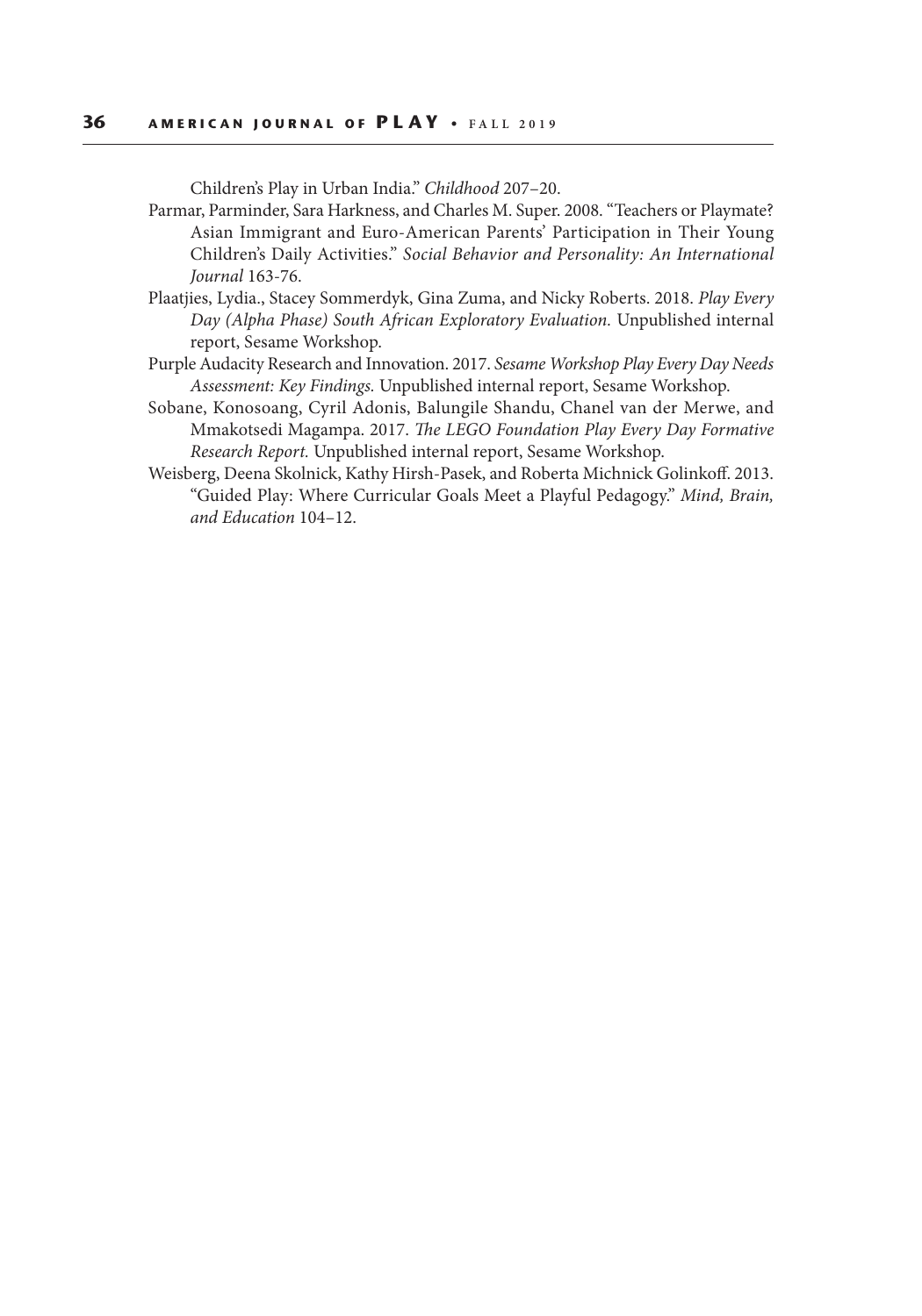Children's Play in Urban India." *Childhood* 207–20.

Parmar, Parminder, Sara Harkness, and Charles M. Super. 2008. "Teachers or Playmate? Asian Immigrant and Euro-American Parents' Participation in Their Young Children's Daily Activities." *Social Behavior and Personality: An International Journal* 163-76.

Plaatjies, Lydia., Stacey Sommerdyk, Gina Zuma, and Nicky Roberts. 2018. *Play Every Day (Alpha Phase) South African Exploratory Evaluation.* Unpublished internal report, Sesame Workshop.

Purple Audacity Research and Innovation. 2017. *Sesame Workshop Play Every Day Needs Assessment: Key Findings.* Unpublished internal report, Sesame Workshop.

Sobane, Konosoang, Cyril Adonis, Balungile Shandu, Chanel van der Merwe, and Mmakotsedi Magampa. 2017. *The LEGO Foundation Play Every Day Formative Research Report.* Unpublished internal report, Sesame Workshop.

Weisberg, Deena Skolnick, Kathy Hirsh-Pasek, and Roberta Michnick Golinkoff. 2013. "Guided Play: Where Curricular Goals Meet a Playful Pedagogy." *Mind, Brain, and Education* 104–12.